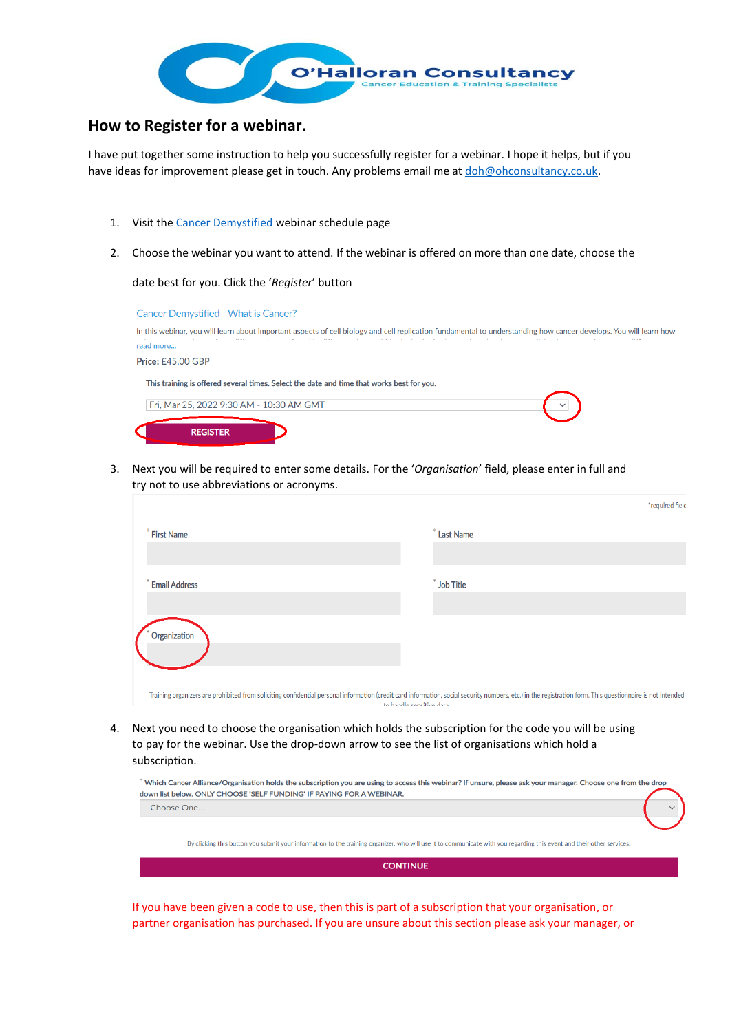O'Halloran Consultancy

Cancer Education & Training Specialists

## How to Register for a webinar.

I have put together some instruction to help you successfully register for a webinar. I hope it helps, but if you have ideas for improvement please get in touch. Any problems email me at doh@ohconsultancy.co.uk.

1. Visit the Cancer Demystified webinar schedule page

2. Choose the webinar you want to attend. If the webinar is offered on more than one date, choose the date best for you. Click the '*Register*' button

   Cancer Demystified - What is Cancer?

   In this webinar, you will learn about important aspects of cell biology and cell replication fundamental to understanding how cancer develops. You will learn how

   read more...

   Price: £45.00 GBP

   This training is offered several times. Select the date and time that works best for you.

   Fri, Mar 25, 2022 9:30 AM - 10:30 AM GMT

   REGISTER

3. Next you will be required to enter some details. For the '*Organisation*' field, please enter in full and try not to use abbreviations or acronyms.

   *required field

   \* First Name

   \* Last Name

   \* Email Address

   \* Job Title

   \* Organization

   Training organizers are prohibited from soliciting confidential personal information (credit card information, social security numbers, etc.) in the registration form. This questionnaire is not intended to handle sensitive data.

4. Next you need to choose the organisation which holds the subscription for the code you will be using to pay for the webinar. Use the drop-down arrow to see the list of organisations which hold a subscription.

   \* Which Cancer Alliance/Organisation holds the subscription you are using to access this webinar? If unsure, please ask your manager. Choose one from the drop down list below. ONLY CHOOSE 'SELF FUNDING' IF PAYING FOR A WEBINAR.

   Choose One...

   By clicking this button you submit your information to the training organizer, who will use it to communicate with you regarding this event and their other services.

   CONTINUE

   If you have been given a code to use, then this is part of a subscription that your organisation, or partner organisation has purchased. If you are unsure about this section please ask your manager, or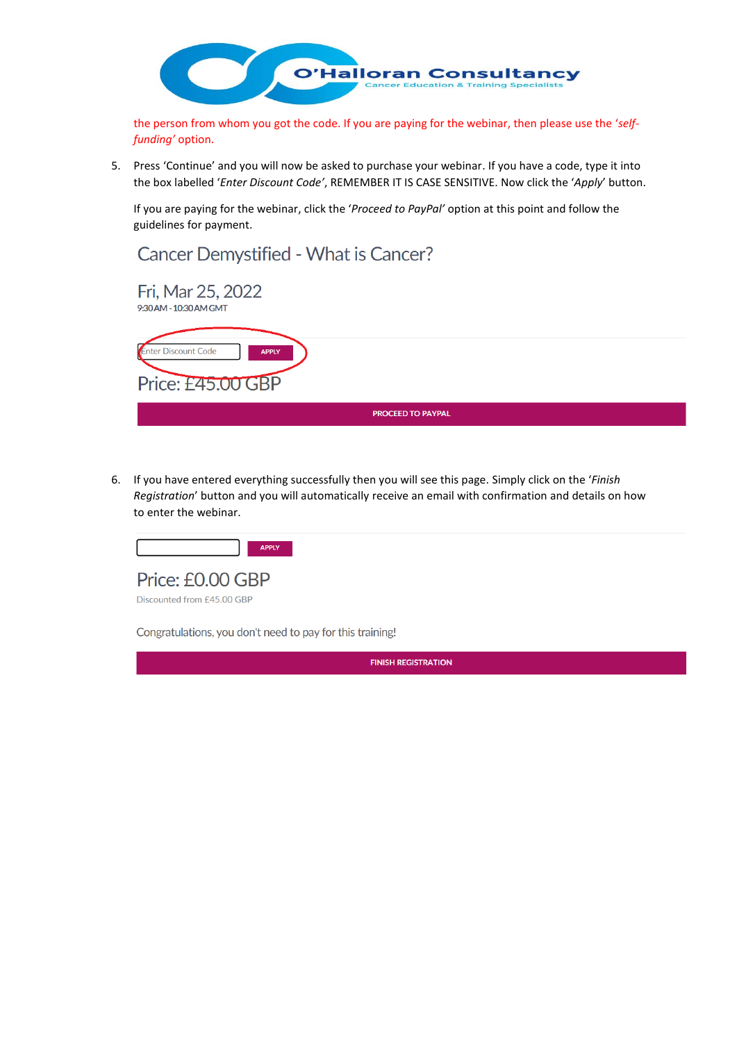the person from whom you got the code. If you are paying for the webinar, then please use the '*self-funding'* option.

5. Press 'Continue' and you will now be asked to purchase your webinar. If you have a code, type it into the box labelled '*Enter Discount Code'*, REMEMBER IT IS CASE SENSITIVE. Now click the '*Apply*' button.

   If you are paying for the webinar, click the '*Proceed to PayPal'* option at this point and follow the guidelines for payment.

   Cancer Demystified - What is Cancer?

   Fri, Mar 25, 2022
   9:30 AM - 10:30 AM GMT

   Enter Discount Code APPLY

   Price: £45.00 GBP

   PROCEED TO PAYPAL

6. If you have entered everything successfully then you will see this page. Simply click on the '*Finish Registration*' button and you will automatically receive an email with confirmation and details on how to enter the webinar.

   APPLY

   Price: £0.00 GBP
   Discounted from £45.00 GBP

   Congratulations, you don't need to pay for this training!

   FINISH REGISTRATION